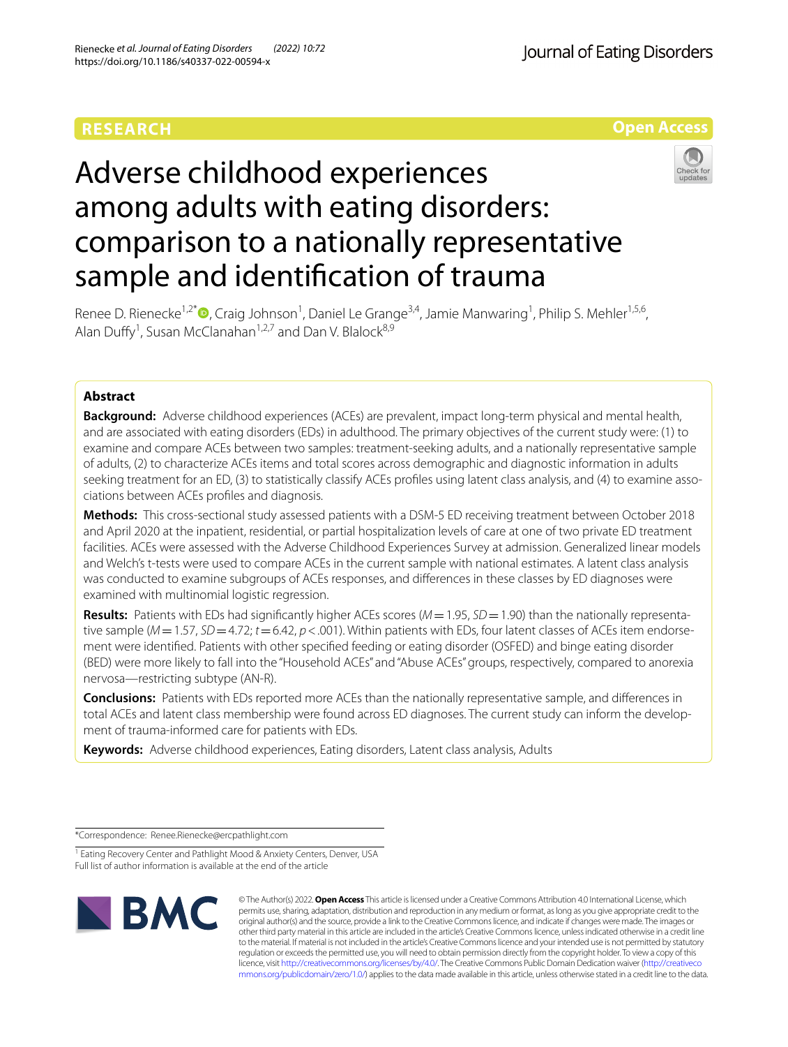RESEARCH

Open Access

# Adverse childhood experiences among adults with eating disorders: comparison to a nationally representative sample and identification of trauma

Renee D. Rienecke[1,2*], Craig Johnson[1], Daniel Le Grange[3,4], Jamie Manwaring[1], Philip S. Mehler[1,5,6], Alan Duffy[1], Susan McClanahan[1,2,7] and Dan V. Blalock[8,9]

## Abstract

**Background:** Adverse childhood experiences (ACEs) are prevalent, impact long-term physical and mental health, and are associated with eating disorders (EDs) in adulthood. The primary objectives of the current study were: (1) to examine and compare ACEs between two samples: treatment-seeking adults, and a nationally representative sample of adults, (2) to characterize ACEs items and total scores across demographic and diagnostic information in adults seeking treatment for an ED, (3) to statistically classify ACEs profiles using latent class analysis, and (4) to examine associations between ACEs profiles and diagnosis.

**Methods:** This cross-sectional study assessed patients with a DSM-5 ED receiving treatment between October 2018 and April 2020 at the inpatient, residential, or partial hospitalization levels of care at one of two private ED treatment facilities. ACEs were assessed with the Adverse Childhood Experiences Survey at admission. Generalized linear models and Welch's t-tests were used to compare ACEs in the current sample with national estimates. A latent class analysis was conducted to examine subgroups of ACEs responses, and differences in these classes by ED diagnoses were examined with multinomial logistic regression.

**Results:** Patients with EDs had significantly higher ACEs scores ($M = 1.95$, $SD = 1.90$) than the nationally representative sample ($M = 1.57$, $SD = 4.72$; $t = 6.42$, $p < .001$). Within patients with EDs, four latent classes of ACEs item endorsement were identified. Patients with other specified feeding or eating disorder (OSFED) and binge eating disorder (BED) were more likely to fall into the "Household ACEs" and "Abuse ACEs" groups, respectively, compared to anorexia nervosa—restricting subtype (AN-R).

**Conclusions:** Patients with EDs reported more ACEs than the nationally representative sample, and differences in total ACEs and latent class membership were found across ED diagnoses. The current study can inform the development of trauma-informed care for patients with EDs.

**Keywords:** Adverse childhood experiences, Eating disorders, Latent class analysis, Adults

*Correspondence: Renee.Rienecke@ercpathlight.com

[1] Eating Recovery Center and Pathlight Mood & Anxiety Centers, Denver, USA
Full list of author information is available at the end of the article

© The Author(s) 2022. **Open Access** This article is licensed under a Creative Commons Attribution 4.0 International License, which permits use, sharing, adaptation, distribution and reproduction in any medium or format, as long as you give appropriate credit to the original author(s) and the source, provide a link to the Creative Commons licence, and indicate if changes were made. The images or other third party material in this article are included in the article's Creative Commons licence, unless indicated otherwise in a credit line to the material. If material is not included in the article's Creative Commons licence and your intended use is not permitted by statutory regulation or exceeds the permitted use, you will need to obtain permission directly from the copyright holder. To view a copy of this licence, visit http://creativecommons.org/licenses/by/4.0/. The Creative Commons Public Domain Dedication waiver (http://creativecommons.org/publicdomain/zero/1.0/) applies to the data made available in this article, unless otherwise stated in a credit line to the data.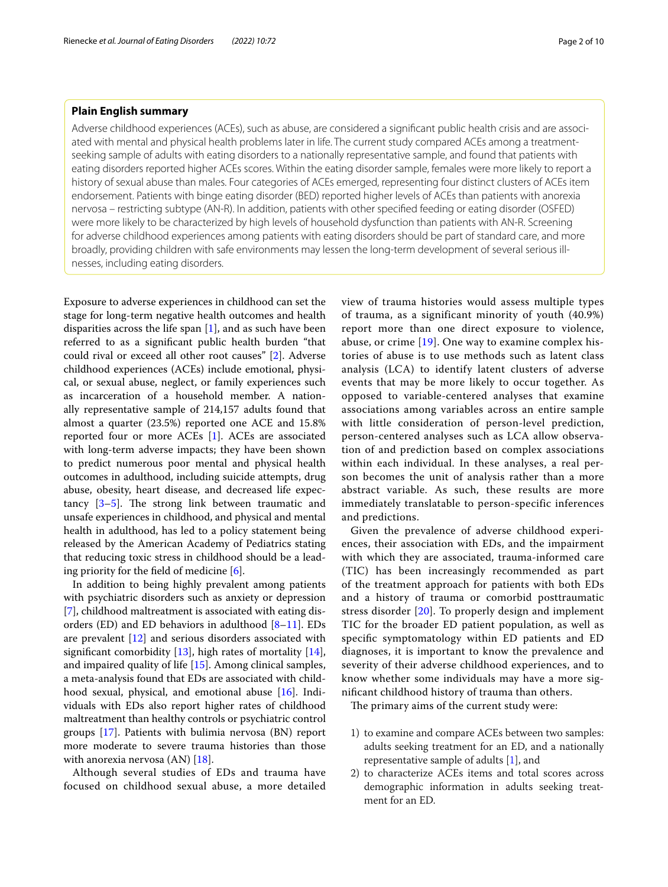## Plain English summary

Adverse childhood experiences (ACEs), such as abuse, are considered a significant public health crisis and are associated with mental and physical health problems later in life. The current study compared ACEs among a treatment-seeking sample of adults with eating disorders to a nationally representative sample, and found that patients with eating disorders reported higher ACEs scores. Within the eating disorder sample, females were more likely to report a history of sexual abuse than males. Four categories of ACEs emerged, representing four distinct clusters of ACEs item endorsement. Patients with binge eating disorder (BED) reported higher levels of ACEs than patients with anorexia nervosa – restricting subtype (AN-R). In addition, patients with other specified feeding or eating disorder (OSFED) were more likely to be characterized by high levels of household dysfunction than patients with AN-R. Screening for adverse childhood experiences among patients with eating disorders should be part of standard care, and more broadly, providing children with safe environments may lessen the long-term development of several serious illnesses, including eating disorders.

Exposure to adverse experiences in childhood can set the stage for long-term negative health outcomes and health disparities across the life span [1], and as such have been referred to as a significant public health burden "that could rival or exceed all other root causes" [2]. Adverse childhood experiences (ACEs) include emotional, physical, or sexual abuse, neglect, or family experiences such as incarceration of a household member. A nationally representative sample of 214,157 adults found that almost a quarter (23.5%) reported one ACE and 15.8% reported four or more ACEs [1]. ACEs are associated with long-term adverse impacts; they have been shown to predict numerous poor mental and physical health outcomes in adulthood, including suicide attempts, drug abuse, obesity, heart disease, and decreased life expectancy [3–5]. The strong link between traumatic and unsafe experiences in childhood, and physical and mental health in adulthood, has led to a policy statement being released by the American Academy of Pediatrics stating that reducing toxic stress in childhood should be a leading priority for the field of medicine [6].

In addition to being highly prevalent among patients with psychiatric disorders such as anxiety or depression [7], childhood maltreatment is associated with eating disorders (ED) and ED behaviors in adulthood [8–11]. EDs are prevalent [12] and serious disorders associated with significant comorbidity [13], high rates of mortality [14], and impaired quality of life [15]. Among clinical samples, a meta-analysis found that EDs are associated with childhood sexual, physical, and emotional abuse [16]. Individuals with EDs also report higher rates of childhood maltreatment than healthy controls or psychiatric control groups [17]. Patients with bulimia nervosa (BN) report more moderate to severe trauma histories than those with anorexia nervosa (AN) [18].

Although several studies of EDs and trauma have focused on childhood sexual abuse, a more detailed view of trauma histories would assess multiple types of trauma, as a significant minority of youth (40.9%) report more than one direct exposure to violence, abuse, or crime [19]. One way to examine complex histories of abuse is to use methods such as latent class analysis (LCA) to identify latent clusters of adverse events that may be more likely to occur together. As opposed to variable-centered analyses that examine associations among variables across an entire sample with little consideration of person-level prediction, person-centered analyses such as LCA allow observation of and prediction based on complex associations within each individual. In these analyses, a real person becomes the unit of analysis rather than a more abstract variable. As such, these results are more immediately translatable to person-specific inferences and predictions.

Given the prevalence of adverse childhood experiences, their association with EDs, and the impairment with which they are associated, trauma-informed care (TIC) has been increasingly recommended as part of the treatment approach for patients with both EDs and a history of trauma or comorbid posttraumatic stress disorder [20]. To properly design and implement TIC for the broader ED patient population, as well as specific symptomatology within ED patients and ED diagnoses, it is important to know the prevalence and severity of their adverse childhood experiences, and to know whether some individuals may have a more significant childhood history of trauma than others.

The primary aims of the current study were:

1) to examine and compare ACEs between two samples: adults seeking treatment for an ED, and a nationally representative sample of adults [1], and
2) to characterize ACEs items and total scores across demographic information in adults seeking treatment for an ED.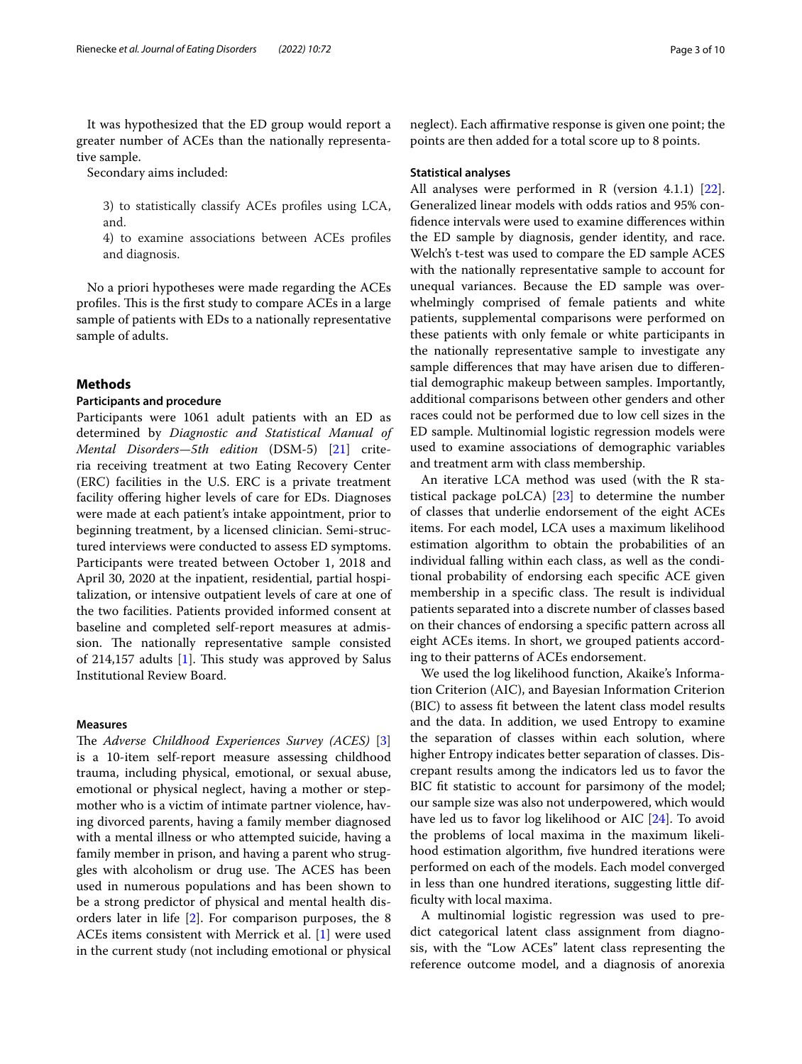It was hypothesized that the ED group would report a greater number of ACEs than the nationally representative sample.

Secondary aims included:

3) to statistically classify ACEs profiles using LCA, and.

4) to examine associations between ACEs profiles and diagnosis.

No a priori hypotheses were made regarding the ACEs profiles. This is the first study to compare ACEs in a large sample of patients with EDs to a nationally representative sample of adults.

## Methods

### Participants and procedure

Participants were 1061 adult patients with an ED as determined by *Diagnostic and Statistical Manual of Mental Disorders—5th edition* (DSM-5) [21] criteria receiving treatment at two Eating Recovery Center (ERC) facilities in the U.S. ERC is a private treatment facility offering higher levels of care for EDs. Diagnoses were made at each patient's intake appointment, prior to beginning treatment, by a licensed clinician. Semi-structured interviews were conducted to assess ED symptoms. Participants were treated between October 1, 2018 and April 30, 2020 at the inpatient, residential, partial hospitalization, or intensive outpatient levels of care at one of the two facilities. Patients provided informed consent at baseline and completed self-report measures at admission. The nationally representative sample consisted of 214,157 adults [1]. This study was approved by Salus Institutional Review Board.

### Measures

The *Adverse Childhood Experiences Survey (ACES)* [3] is a 10-item self-report measure assessing childhood trauma, including physical, emotional, or sexual abuse, emotional or physical neglect, having a mother or stepmother who is a victim of intimate partner violence, having divorced parents, having a family member diagnosed with a mental illness or who attempted suicide, having a family member in prison, and having a parent who struggles with alcoholism or drug use. The ACES has been used in numerous populations and has been shown to be a strong predictor of physical and mental health disorders later in life [2]. For comparison purposes, the 8 ACEs items consistent with Merrick et al. [1] were used in the current study (not including emotional or physical neglect). Each affirmative response is given one point; the points are then added for a total score up to 8 points.

### Statistical analyses

All analyses were performed in R (version 4.1.1) [22]. Generalized linear models with odds ratios and 95% confidence intervals were used to examine differences within the ED sample by diagnosis, gender identity, and race. Welch's t-test was used to compare the ED sample ACES with the nationally representative sample to account for unequal variances. Because the ED sample was overwhelmingly comprised of female patients and white patients, supplemental comparisons were performed on these patients with only female or white participants in the nationally representative sample to investigate any sample differences that may have arisen due to differential demographic makeup between samples. Importantly, additional comparisons between other genders and other races could not be performed due to low cell sizes in the ED sample. Multinomial logistic regression models were used to examine associations of demographic variables and treatment arm with class membership.

An iterative LCA method was used (with the R statistical package poLCA) [23] to determine the number of classes that underlie endorsement of the eight ACEs items. For each model, LCA uses a maximum likelihood estimation algorithm to obtain the probabilities of an individual falling within each class, as well as the conditional probability of endorsing each specific ACE given membership in a specific class. The result is individual patients separated into a discrete number of classes based on their chances of endorsing a specific pattern across all eight ACEs items. In short, we grouped patients according to their patterns of ACEs endorsement.

We used the log likelihood function, Akaike's Information Criterion (AIC), and Bayesian Information Criterion (BIC) to assess fit between the latent class model results and the data. In addition, we used Entropy to examine the separation of classes within each solution, where higher Entropy indicates better separation of classes. Discrepant results among the indicators led us to favor the BIC fit statistic to account for parsimony of the model; our sample size was also not underpowered, which would have led us to favor log likelihood or AIC [24]. To avoid the problems of local maxima in the maximum likelihood estimation algorithm, five hundred iterations were performed on each of the models. Each model converged in less than one hundred iterations, suggesting little difficulty with local maxima.

A multinomial logistic regression was used to predict categorical latent class assignment from diagnosis, with the "Low ACEs" latent class representing the reference outcome model, and a diagnosis of anorexia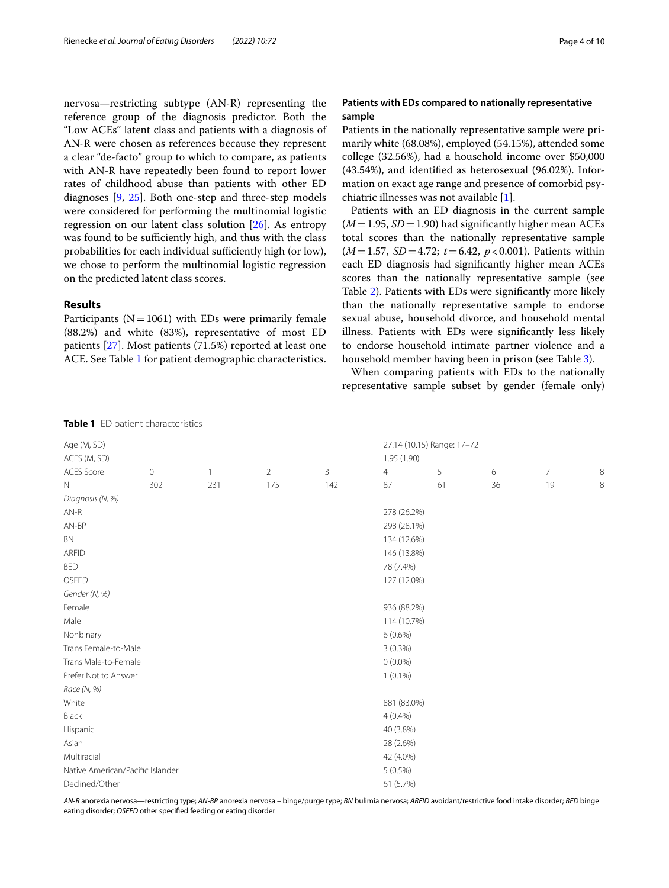nervosa—restricting subtype (AN-R) representing the reference group of the diagnosis predictor. Both the "Low ACEs" latent class and patients with a diagnosis of AN-R were chosen as references because they represent a clear "de-facto" group to which to compare, as patients with AN-R have repeatedly been found to report lower rates of childhood abuse than patients with other ED diagnoses [9, 25]. Both one-step and three-step models were considered for performing the multinomial logistic regression on our latent class solution [26]. As entropy was found to be sufficiently high, and thus with the class probabilities for each individual sufficiently high (or low), we chose to perform the multinomial logistic regression on the predicted latent class scores.

## Results

Participants (N = 1061) with EDs were primarily female (88.2%) and white (83%), representative of most ED patients [27]. Most patients (71.5%) reported at least one ACE. See Table 1 for patient demographic characteristics.

### Patients with EDs compared to nationally representative sample

Patients in the nationally representative sample were primarily white (68.08%), employed (54.15%), attended some college (32.56%), had a household income over \$50,000 (43.54%), and identified as heterosexual (96.02%). Information on exact age range and presence of comorbid psychiatric illnesses was not available [1].

Patients with an ED diagnosis in the current sample ($M = 1.95$, $SD = 1.90$) had significantly higher mean ACEs total scores than the nationally representative sample ($M = 1.57$, $SD = 4.72$; $t = 6.42$, $p < 0.001$). Patients within each ED diagnosis had significantly higher mean ACEs scores than the nationally representative sample (see Table 2). Patients with EDs were significantly more likely than the nationally representative sample to endorse sexual abuse, household divorce, and household mental illness. Patients with EDs were significantly less likely to endorse household intimate partner violence and a household member having been in prison (see Table 3).

When comparing patients with EDs to the nationally representative sample subset by gender (female only)

**Table 1** ED patient characteristics

| | | | | | | | | | |
|---|---|---|---|---|---|---|---|---|---|
| Age (M, SD) | | | | | 27.14 (10.15) Range: 17–72 | | | | |
| ACES (M, SD) | | | | | 1.95 (1.90) | | | | |
| ACES Score | 0 | 1 | 2 | 3 | 4 | 5 | 6 | 7 | 8 |
| N | 302 | 231 | 175 | 142 | 87 | 61 | 36 | 19 | 8 |
| *Diagnosis (N, %)* | | | | | | | | | |
| AN-R | | | | | 278 (26.2%) | | | | |
| AN-BP | | | | | 298 (28.1%) | | | | |
| BN | | | | | 134 (12.6%) | | | | |
| ARFID | | | | | 146 (13.8%) | | | | |
| BED | | | | | 78 (7.4%) | | | | |
| OSFED | | | | | 127 (12.0%) | | | | |
| *Gender (N, %)* | | | | | | | | | |
| Female | | | | | 936 (88.2%) | | | | |
| Male | | | | | 114 (10.7%) | | | | |
| Nonbinary | | | | | 6 (0.6%) | | | | |
| Trans Female-to-Male | | | | | 3 (0.3%) | | | | |
| Trans Male-to-Female | | | | | 0 (0.0%) | | | | |
| Prefer Not to Answer | | | | | 1 (0.1%) | | | | |
| *Race (N, %)* | | | | | | | | | |
| White | | | | | 881 (83.0%) | | | | |
| Black | | | | | 4 (0.4%) | | | | |
| Hispanic | | | | | 40 (3.8%) | | | | |
| Asian | | | | | 28 (2.6%) | | | | |
| Multiracial | | | | | 42 (4.0%) | | | | |
| Native American/Pacific Islander | | | | | 5 (0.5%) | | | | |
| Declined/Other | | | | | 61 (5.7%) | | | | |

*AN-R* anorexia nervosa—restricting type; *AN-BP* anorexia nervosa – binge/purge type; *BN* bulimia nervosa; *ARFID* avoidant/restrictive food intake disorder; *BED* binge eating disorder; *OSFED* other specified feeding or eating disorder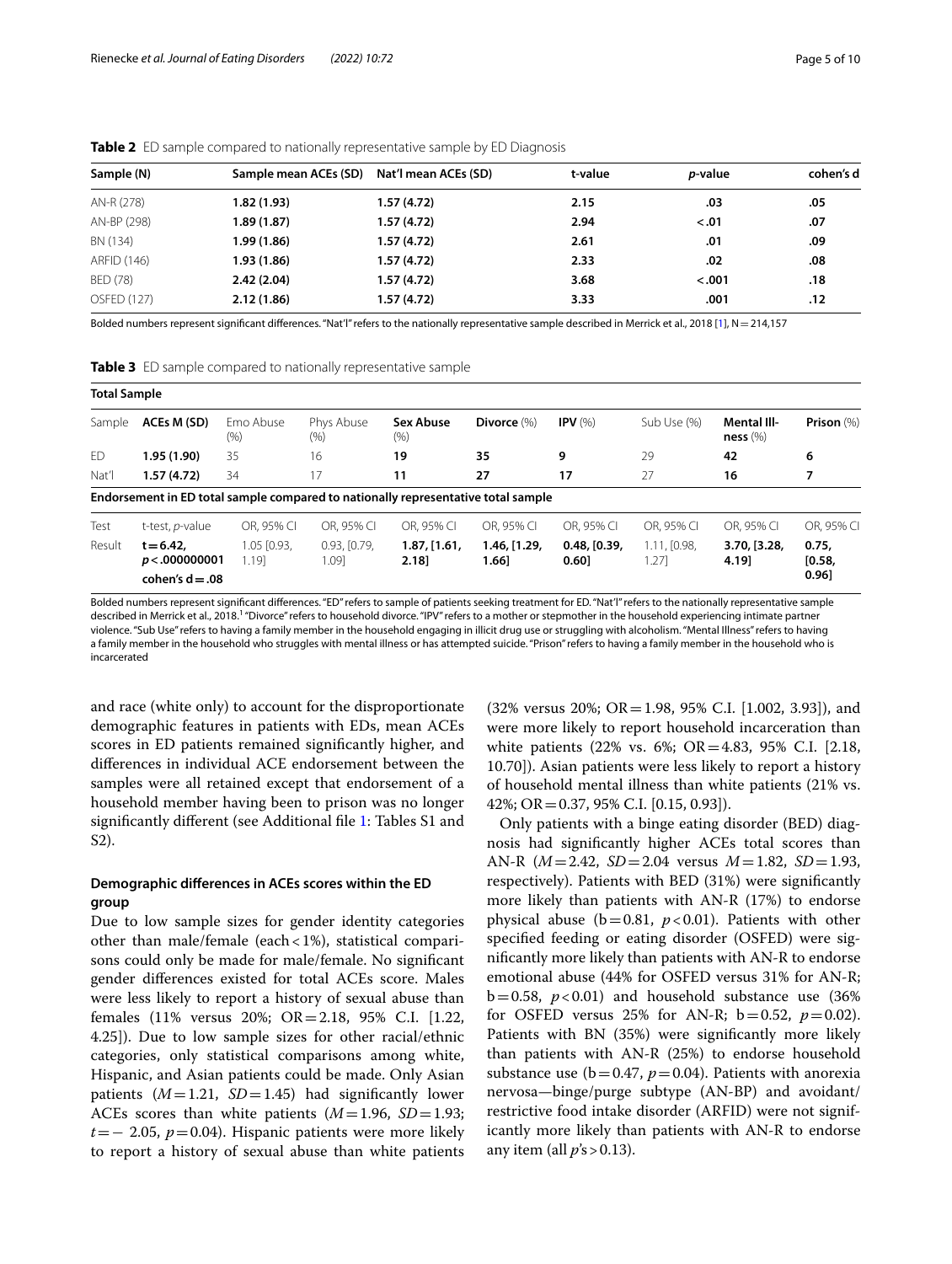**Table 2** ED sample compared to nationally representative sample by ED Diagnosis

| Sample (N) | Sample mean ACEs (SD) | Nat'l mean ACEs (SD) | t-value | *p*-value | cohen's d |
|---|---|---|---|---|---|
| AN-R (278) | **1.82 (1.93)** | **1.57 (4.72)** | **2.15** | **.03** | **.05** |
| AN-BP (298) | **1.89 (1.87)** | **1.57 (4.72)** | **2.94** | **<.01** | **.07** |
| BN (134) | **1.99 (1.86)** | **1.57 (4.72)** | **2.61** | **.01** | **.09** |
| ARFID (146) | **1.93 (1.86)** | **1.57 (4.72)** | **2.33** | **.02** | **.08** |
| BED (78) | **2.42 (2.04)** | **1.57 (4.72)** | **3.68** | **<.001** | **.18** |
| OSFED (127) | **2.12 (1.86)** | **1.57 (4.72)** | **3.33** | **.001** | **.12** |

Bolded numbers represent significant differences. "Nat'l" refers to the nationally representative sample described in Merrick et al., 2018 [1], N = 214,157

**Table 3** ED sample compared to nationally representative sample

| **Total Sample** | | | | | | | | | |
|---|---|---|---|---|---|---|---|---|---|
| Sample | **ACEs M (SD)** | Emo Abuse (%) | Phys Abuse (%) | **Sex Abuse** (%) | **Divorce** (%) | **IPV** (%) | Sub Use (%) | **Mental Illness** (%) | **Prison** (%) |
| ED | **1.95 (1.90)** | 35 | 16 | **19** | **35** | **9** | 29 | **42** | **6** |
| Nat'l | **1.57 (4.72)** | 34 | 17 | **11** | **27** | **17** | 27 | **16** | **7** |
| **Endorsement in ED total sample compared to nationally representative total sample** | | | | | | | | | |
| Test | t-test, *p*-value | OR, 95% CI | OR, 95% CI | OR, 95% CI | OR, 95% CI | OR, 95% CI | OR, 95% CI | OR, 95% CI | OR, 95% CI |
| Result | **t = 6.42, *p* < .000000001 cohen's d = .08** | 1.05 [0.93, 1.19] | 0.93, [0.79, 1.09] | **1.87, [1.61, 2.18]** | **1.46, [1.29, 1.66]** | **0.48, [0.39, 0.60]** | 1.11, [0.98, 1.27] | **3.70, [3.28, 4.19]** | **0.75, [0.58, 0.96]** |

Bolded numbers represent significant differences. "ED" refers to sample of patients seeking treatment for ED. "Nat'l" refers to the nationally representative sample described in Merrick et al., 2018.[1] "Divorce" refers to household divorce. "IPV" refers to a mother or stepmother in the household experiencing intimate partner violence. "Sub Use" refers to having a family member in the household engaging in illicit drug use or struggling with alcoholism. "Mental Illness" refers to having a family member in the household who struggles with mental illness or has attempted suicide. "Prison" refers to having a family member in the household who is incarcerated

and race (white only) to account for the disproportionate demographic features in patients with EDs, mean ACEs scores in ED patients remained significantly higher, and differences in individual ACE endorsement between the samples were all retained except that endorsement of a household member having been to prison was no longer significantly different (see Additional file 1: Tables S1 and S2).

### Demographic differences in ACEs scores within the ED group

Due to low sample sizes for gender identity categories other than male/female (each < 1%), statistical comparisons could only be made for male/female. No significant gender differences existed for total ACEs score. Males were less likely to report a history of sexual abuse than females (11% versus 20%; OR = 2.18, 95% C.I. [1.22, 4.25]). Due to low sample sizes for other racial/ethnic categories, only statistical comparisons among white, Hispanic, and Asian patients could be made. Only Asian patients ($M = 1.21$, $SD = 1.45$) had significantly lower ACEs scores than white patients ($M = 1.96$, $SD = 1.93$; $t = -2.05$, $p = 0.04$). Hispanic patients were more likely to report a history of sexual abuse than white patients (32% versus 20%; OR = 1.98, 95% C.I. [1.002, 3.93]), and were more likely to report household incarceration than white patients (22% vs. 6%; OR = 4.83, 95% C.I. [2.18, 10.70]). Asian patients were less likely to report a history of household mental illness than white patients (21% vs. 42%; OR = 0.37, 95% C.I. [0.15, 0.93]).

Only patients with a binge eating disorder (BED) diagnosis had significantly higher ACEs total scores than AN-R ($M = 2.42$, $SD = 2.04$ versus $M = 1.82$, $SD = 1.93$, respectively). Patients with BED (31%) were significantly more likely than patients with AN-R (17%) to endorse physical abuse ($b = 0.81$, $p < 0.01$). Patients with other specified feeding or eating disorder (OSFED) were significantly more likely than patients with AN-R to endorse emotional abuse (44% for OSFED versus 31% for AN-R; $b = 0.58$, $p < 0.01$) and household substance use (36% for OSFED versus 25% for AN-R; $b = 0.52$, $p = 0.02$). Patients with BN (35%) were significantly more likely than patients with AN-R (25%) to endorse household substance use ($b = 0.47$, $p = 0.04$). Patients with anorexia nervosa—binge/purge subtype (AN-BP) and avoidant/restrictive food intake disorder (ARFID) were not significantly more likely than patients with AN-R to endorse any item (all $p$'s > 0.13).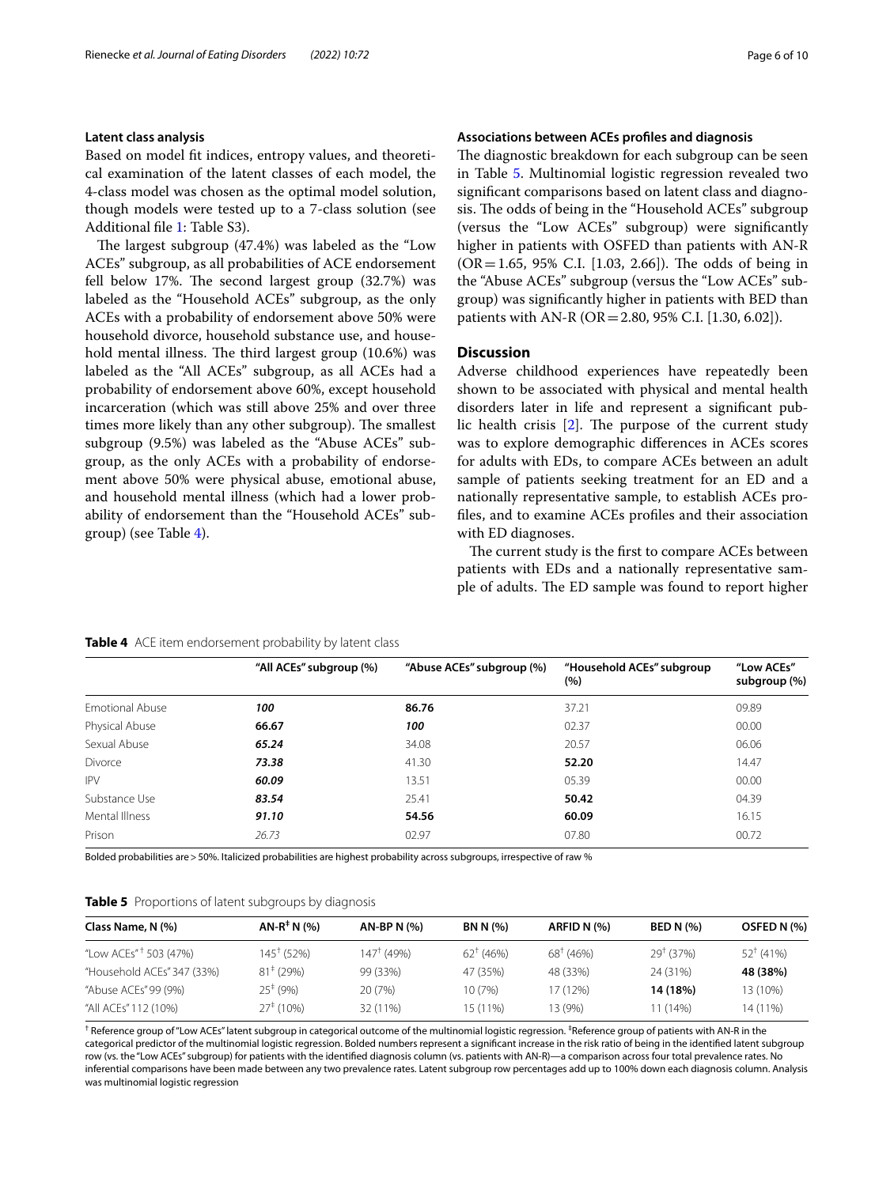#### Latent class analysis

Based on model fit indices, entropy values, and theoretical examination of the latent classes of each model, the 4-class model was chosen as the optimal model solution, though models were tested up to a 7-class solution (see Additional file 1: Table S3).

The largest subgroup (47.4%) was labeled as the "Low ACEs" subgroup, as all probabilities of ACE endorsement fell below 17%. The second largest group (32.7%) was labeled as the "Household ACEs" subgroup, as the only ACEs with a probability of endorsement above 50% were household divorce, household substance use, and household mental illness. The third largest group (10.6%) was labeled as the "All ACEs" subgroup, as all ACEs had a probability of endorsement above 60%, except household incarceration (which was still above 25% and over three times more likely than any other subgroup). The smallest subgroup (9.5%) was labeled as the "Abuse ACEs" subgroup, as the only ACEs with a probability of endorsement above 50% were physical abuse, emotional abuse, and household mental illness (which had a lower probability of endorsement than the "Household ACEs" subgroup) (see Table 4).

#### Associations between ACEs profiles and diagnosis

The diagnostic breakdown for each subgroup can be seen in Table 5. Multinomial logistic regression revealed two significant comparisons based on latent class and diagnosis. The odds of being in the "Household ACEs" subgroup (versus the "Low ACEs" subgroup) were significantly higher in patients with OSFED than patients with AN-R (OR = 1.65, 95% C.I. [1.03, 2.66]). The odds of being in the "Abuse ACEs" subgroup (versus the "Low ACEs" subgroup) was significantly higher in patients with BED than patients with AN-R (OR = 2.80, 95% C.I. [1.30, 6.02]).

## Discussion

Adverse childhood experiences have repeatedly been shown to be associated with physical and mental health disorders later in life and represent a significant public health crisis [2]. The purpose of the current study was to explore demographic differences in ACEs scores for adults with EDs, to compare ACEs between an adult sample of patients seeking treatment for an ED and a nationally representative sample, to establish ACEs profiles, and to examine ACEs profiles and their association with ED diagnoses.

The current study is the first to compare ACEs between patients with EDs and a nationally representative sample of adults. The ED sample was found to report higher

**Table 4** ACE item endorsement probability by latent class

| | "All ACEs" subgroup (%) | "Abuse ACEs" subgroup (%) | "Household ACEs" subgroup (%) | "Low ACEs" subgroup (%) |
|---|---|---|---|---|
| Emotional Abuse | ***100*** | **86.76** | 37.21 | 09.89 |
| Physical Abuse | **66.67** | ***100*** | 02.37 | 00.00 |
| Sexual Abuse | ***65.24*** | 34.08 | 20.57 | 06.06 |
| Divorce | ***73.38*** | 41.30 | **52.20** | 14.47 |
| IPV | ***60.09*** | 13.51 | 05.39 | 00.00 |
| Substance Use | ***83.54*** | 25.41 | **50.42** | 04.39 |
| Mental Illness | ***91.10*** | **54.56** | **60.09** | 16.15 |
| Prison | *26.73* | 02.97 | 07.80 | 00.72 |

Bolded probabilities are > 50%. Italicized probabilities are highest probability across subgroups, irrespective of raw %

**Table 5** Proportions of latent subgroups by diagnosis

| Class Name, N (%) | AN-R‡ N (%) | AN-BP N (%) | BN N (%) | ARFID N (%) | BED N (%) | OSFED N (%) |
|---|---|---|---|---|---|---|
| "Low ACEs"† 503 (47%) | 145† (52%) | 147† (49%) | 62† (46%) | 68† (46%) | 29† (37%) | 52† (41%) |
| "Household ACEs" 347 (33%) | 81‡ (29%) | 99 (33%) | 47 (35%) | 48 (33%) | 24 (31%) | **48 (38%)** |
| "Abuse ACEs" 99 (9%) | 25‡ (9%) | 20 (7%) | 10 (7%) | 17 (12%) | **14 (18%)** | 13 (10%) |
| "All ACEs" 112 (10%) | 27‡ (10%) | 32 (11%) | 15 (11%) | 13 (9%) | 11 (14%) | 14 (11%) |

† Reference group of "Low ACEs" latent subgroup in categorical outcome of the multinomial logistic regression. ‡Reference group of patients with AN-R in the categorical predictor of the multinomial logistic regression. Bolded numbers represent a significant increase in the risk ratio of being in the identified latent subgroup row (vs. the "Low ACEs" subgroup) for patients with the identified diagnosis column (vs. patients with AN-R)—a comparison across four total prevalence rates. No inferential comparisons have been made between any two prevalence rates. Latent subgroup row percentages add up to 100% down each diagnosis column. Analysis was multinomial logistic regression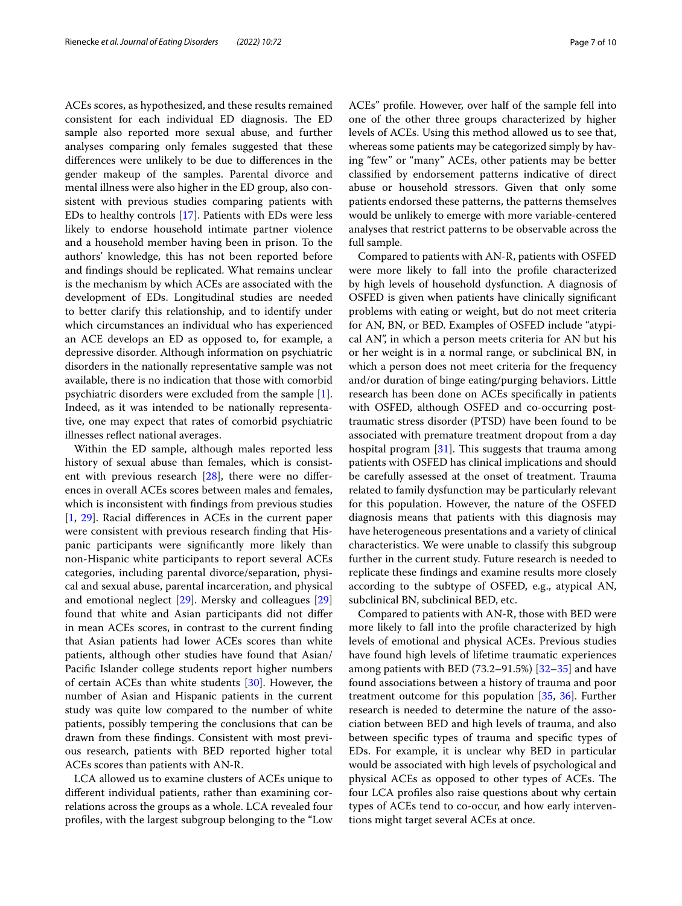ACEs scores, as hypothesized, and these results remained consistent for each individual ED diagnosis. The ED sample also reported more sexual abuse, and further analyses comparing only females suggested that these differences were unlikely to be due to differences in the gender makeup of the samples. Parental divorce and mental illness were also higher in the ED group, also consistent with previous studies comparing patients with EDs to healthy controls [17]. Patients with EDs were less likely to endorse household intimate partner violence and a household member having been in prison. To the authors' knowledge, this has not been reported before and findings should be replicated. What remains unclear is the mechanism by which ACEs are associated with the development of EDs. Longitudinal studies are needed to better clarify this relationship, and to identify under which circumstances an individual who has experienced an ACE develops an ED as opposed to, for example, a depressive disorder. Although information on psychiatric disorders in the nationally representative sample was not available, there is no indication that those with comorbid psychiatric disorders were excluded from the sample [1]. Indeed, as it was intended to be nationally representative, one may expect that rates of comorbid psychiatric illnesses reflect national averages.

Within the ED sample, although males reported less history of sexual abuse than females, which is consistent with previous research [28], there were no differences in overall ACEs scores between males and females, which is inconsistent with findings from previous studies [1, 29]. Racial differences in ACEs in the current paper were consistent with previous research finding that Hispanic participants were significantly more likely than non-Hispanic white participants to report several ACEs categories, including parental divorce/separation, physical and sexual abuse, parental incarceration, and physical and emotional neglect [29]. Mersky and colleagues [29] found that white and Asian participants did not differ in mean ACEs scores, in contrast to the current finding that Asian patients had lower ACEs scores than white patients, although other studies have found that Asian/Pacific Islander college students report higher numbers of certain ACEs than white students [30]. However, the number of Asian and Hispanic patients in the current study was quite low compared to the number of white patients, possibly tempering the conclusions that can be drawn from these findings. Consistent with most previous research, patients with BED reported higher total ACEs scores than patients with AN-R.

LCA allowed us to examine clusters of ACEs unique to different individual patients, rather than examining correlations across the groups as a whole. LCA revealed four profiles, with the largest subgroup belonging to the "Low ACEs" profile. However, over half of the sample fell into one of the other three groups characterized by higher levels of ACEs. Using this method allowed us to see that, whereas some patients may be categorized simply by having "few" or "many" ACEs, other patients may be better classified by endorsement patterns indicative of direct abuse or household stressors. Given that only some patients endorsed these patterns, the patterns themselves would be unlikely to emerge with more variable-centered analyses that restrict patterns to be observable across the full sample.

Compared to patients with AN-R, patients with OSFED were more likely to fall into the profile characterized by high levels of household dysfunction. A diagnosis of OSFED is given when patients have clinically significant problems with eating or weight, but do not meet criteria for AN, BN, or BED. Examples of OSFED include "atypical AN", in which a person meets criteria for AN but his or her weight is in a normal range, or subclinical BN, in which a person does not meet criteria for the frequency and/or duration of binge eating/purging behaviors. Little research has been done on ACEs specifically in patients with OSFED, although OSFED and co-occurring post-traumatic stress disorder (PTSD) have been found to be associated with premature treatment dropout from a day hospital program [31]. This suggests that trauma among patients with OSFED has clinical implications and should be carefully assessed at the onset of treatment. Trauma related to family dysfunction may be particularly relevant for this population. However, the nature of the OSFED diagnosis means that patients with this diagnosis may have heterogeneous presentations and a variety of clinical characteristics. We were unable to classify this subgroup further in the current study. Future research is needed to replicate these findings and examine results more closely according to the subtype of OSFED, e.g., atypical AN, subclinical BN, subclinical BED, etc.

Compared to patients with AN-R, those with BED were more likely to fall into the profile characterized by high levels of emotional and physical ACEs. Previous studies have found high levels of lifetime traumatic experiences among patients with BED (73.2–91.5%) [32–35] and have found associations between a history of trauma and poor treatment outcome for this population [35, 36]. Further research is needed to determine the nature of the association between BED and high levels of trauma, and also between specific types of trauma and specific types of EDs. For example, it is unclear why BED in particular would be associated with high levels of psychological and physical ACEs as opposed to other types of ACEs. The four LCA profiles also raise questions about why certain types of ACEs tend to co-occur, and how early interventions might target several ACEs at once.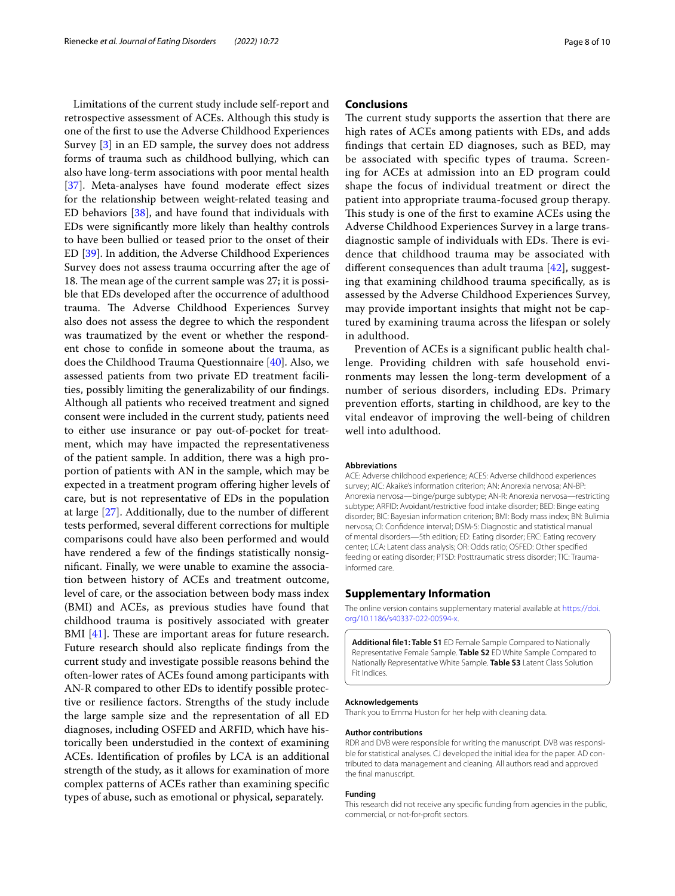Limitations of the current study include self-report and retrospective assessment of ACEs. Although this study is one of the first to use the Adverse Childhood Experiences Survey [3] in an ED sample, the survey does not address forms of trauma such as childhood bullying, which can also have long-term associations with poor mental health [37]. Meta-analyses have found moderate effect sizes for the relationship between weight-related teasing and ED behaviors [38], and have found that individuals with EDs were significantly more likely than healthy controls to have been bullied or teased prior to the onset of their ED [39]. In addition, the Adverse Childhood Experiences Survey does not assess trauma occurring after the age of 18. The mean age of the current sample was 27; it is possible that EDs developed after the occurrence of adulthood trauma. The Adverse Childhood Experiences Survey also does not assess the degree to which the respondent was traumatized by the event or whether the respondent chose to confide in someone about the trauma, as does the Childhood Trauma Questionnaire [40]. Also, we assessed patients from two private ED treatment facilities, possibly limiting the generalizability of our findings. Although all patients who received treatment and signed consent were included in the current study, patients need to either use insurance or pay out-of-pocket for treatment, which may have impacted the representativeness of the patient sample. In addition, there was a high proportion of patients with AN in the sample, which may be expected in a treatment program offering higher levels of care, but is not representative of EDs in the population at large [27]. Additionally, due to the number of different tests performed, several different corrections for multiple comparisons could have also been performed and would have rendered a few of the findings statistically nonsignificant. Finally, we were unable to examine the association between history of ACEs and treatment outcome, level of care, or the association between body mass index (BMI) and ACEs, as previous studies have found that childhood trauma is positively associated with greater BMI [41]. These are important areas for future research. Future research should also replicate findings from the current study and investigate possible reasons behind the often-lower rates of ACEs found among participants with AN-R compared to other EDs to identify possible protective or resilience factors. Strengths of the study include the large sample size and the representation of all ED diagnoses, including OSFED and ARFID, which have historically been understudied in the context of examining ACEs. Identification of profiles by LCA is an additional strength of the study, as it allows for examination of more complex patterns of ACEs rather than examining specific types of abuse, such as emotional or physical, separately.

## Conclusions

The current study supports the assertion that there are high rates of ACEs among patients with EDs, and adds findings that certain ED diagnoses, such as BED, may be associated with specific types of trauma. Screening for ACEs at admission into an ED program could shape the focus of individual treatment or direct the patient into appropriate trauma-focused group therapy. This study is one of the first to examine ACEs using the Adverse Childhood Experiences Survey in a large transdiagnostic sample of individuals with EDs. There is evidence that childhood trauma may be associated with different consequences than adult trauma [42], suggesting that examining childhood trauma specifically, as is assessed by the Adverse Childhood Experiences Survey, may provide important insights that might not be captured by examining trauma across the lifespan or solely in adulthood.

Prevention of ACEs is a significant public health challenge. Providing children with safe household environments may lessen the long-term development of a number of serious disorders, including EDs. Primary prevention efforts, starting in childhood, are key to the vital endeavor of improving the well-being of children well into adulthood.

#### Abbreviations

ACE: Adverse childhood experience; ACES: Adverse childhood experiences survey; AIC: Akaike's information criterion; AN: Anorexia nervosa; AN-BP: Anorexia nervosa—binge/purge subtype; AN-R: Anorexia nervosa—restricting subtype; ARFID: Avoidant/restrictive food intake disorder; BED: Binge eating disorder; BIC: Bayesian information criterion; BMI: Body mass index; BN: Bulimia nervosa; CI: Confidence interval; DSM-5: Diagnostic and statistical manual of mental disorders—5th edition; ED: Eating disorder; ERC: Eating recovery center; LCA: Latent class analysis; OR: Odds ratio; OSFED: Other specified feeding or eating disorder; PTSD: Posttraumatic stress disorder; TIC: Trauma-informed care.

## Supplementary Information

The online version contains supplementary material available at https://doi.org/10.1186/s40337-022-00594-x.

**Additional file1: Table S1** ED Female Sample Compared to Nationally Representative Female Sample. **Table S2** ED White Sample Compared to Nationally Representative White Sample. **Table S3** Latent Class Solution Fit Indices.

#### Acknowledgements

Thank you to Emma Huston for her help with cleaning data.

#### Author contributions

RDR and DVB were responsible for writing the manuscript. DVB was responsible for statistical analyses. CJ developed the initial idea for the paper. AD contributed to data management and cleaning. All authors read and approved the final manuscript.

#### Funding

This research did not receive any specific funding from agencies in the public, commercial, or not-for-profit sectors.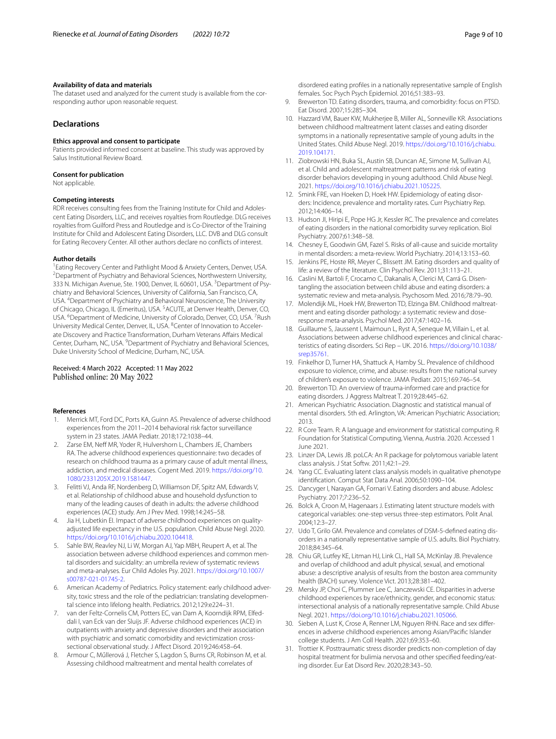#### Availability of data and materials

The dataset used and analyzed for the current study is available from the corresponding author upon reasonable request.

## Declarations

#### Ethics approval and consent to participate

Patients provided informed consent at baseline. This study was approved by Salus Institutional Review Board.

#### Consent for publication

Not applicable.

#### Competing interests

RDR receives consulting fees from the Training Institute for Child and Adolescent Eating Disorders, LLC, and receives royalties from Routledge. DLG receives royalties from Guilford Press and Routledge and is Co-Director of the Training Institute for Child and Adolescent Eating Disorders, LLC. DVB and DLG consult for Eating Recovery Center. All other authors declare no conflicts of interest.

#### Author details

[1]Eating Recovery Center and Pathlight Mood & Anxiety Centers, Denver, USA. [2]Department of Psychiatry and Behavioral Sciences, Northwestern University, 333 N. Michigan Avenue, Ste. 1900, Denver, IL 60601, USA. [3]Department of Psychiatry and Behavioral Sciences, University of California, San Francisco, CA, USA. [4]Department of Psychiatry and Behavioral Neuroscience, The University of Chicago, Chicago, IL (Emeritus), USA. [5]ACUTE, at Denver Health, Denver, CO, USA. [6]Department of Medicine, University of Colorado, Denver, CO, USA. [7]Rush University Medical Center, Denver, IL, USA. [8]Center of Innovation to Accelerate Discovery and Practice Transformation, Durham Veterans Affairs Medical Center, Durham, NC, USA. [9]Department of Psychiatry and Behavioral Sciences, Duke University School of Medicine, Durham, NC, USA.

Received: 4 March 2022 Accepted: 11 May 2022
Published online: 20 May 2022

#### References

1. Merrick MT, Ford DC, Ports KA, Guinn AS. Prevalence of adverse childhood experiences from the 2011–2014 behavioral risk factor surveillance system in 23 states. JAMA Pediatr. 2018;172:1038–44.
2. Zarse EM, Neff MR, Yoder R, Hulvershorn L, Chambers JE, Chambers RA. The adverse childhood experiences questionnaire: two decades of research on childhood trauma as a primary cause of adult mental illness, addiction, and medical diseases. Cogent Med. 2019. https://doi.org/10.1080/2331205X.2019.1581447.
3. Felitti VJ, Anda RF, Nordenberg D, Williamson DF, Spitz AM, Edwards V, et al. Relationship of childhood abuse and household dysfunction to many of the leading causes of death in adults: the adverse childhood experiences (ACE) study. Am J Prev Med. 1998;14:245–58.
4. Jia H, Lubetkin EI. Impact of adverse childhood experiences on quality-adjusted life expectancy in the U.S. population. Child Abuse Negl. 2020. https://doi.org/10.1016/j.chiabu.2020.104418.
5. Sahle BW, Reavley NJ, Li W, Morgan AJ, Yap MBH, Reupert A, et al. The association between adverse childhood experiences and common mental disorders and suicidality: an umbrella review of systematic reviews and meta-analyses. Eur Child Adoles Psy. 2021. https://doi.org/10.1007/s00787-021-01745-2.
6. American Academy of Pediatrics. Policy statement: early childhood adversity, toxic stress and the role of the pediatrician: translating developmental science into lifelong health. Pediatrics. 2012;129:e224–31.
7. van der Feltz-Cornelis CM, Potters EC, van Dam A, Koorndijk RPM, Elfeddali I, van Eck van der Sluijs JF. Adverse childhood experiences (ACE) in outpatients with anxiety and depressive disorders and their association with psychiatric and somatic comorbidity and revictimization cross-sectional observational study. J Affect Disord. 2019;246:458–64.
8. Armour C, Műllerová J, Fletcher S, Lagdon S, Burns CR, Robinson M, et al. Assessing childhood maltreatment and mental health correlates of disordered eating profiles in a nationally representative sample of English females. Soc Psych Psych Epidemiol. 2016;51:383–93.
9. Brewerton TD. Eating disorders, trauma, and comorbidity: focus on PTSD. Eat Disord. 2007;15:285–304.
10. Hazzard VM, Bauer KW, Mukherjee B, Miller AL, Sonneville KR. Associations between childhood maltreatment latent classes and eating disorder symptoms in a nationally representative sample of young adults in the United States. Child Abuse Negl. 2019. https://doi.org/10.1016/j.chiabu.2019.104171.
11. Ziobrowski HN, Buka SL, Austin SB, Duncan AE, Simone M, Sullivan AJ, et al. Child and adolescent maltreatment patterns and risk of eating disorder behaviors developing in young adulthood. Child Abuse Negl. 2021. https://doi.org/10.1016/j.chiabu.2021.105225.
12. Smink FRE, van Hoeken D, Hoek HW. Epidemiology of eating disorders: Incidence, prevalence and mortality rates. Curr Psychiatry Rep. 2012;14:406–14.
13. Hudson JI, Hiripi E, Pope HG Jr, Kessler RC. The prevalence and correlates of eating disorders in the national comorbidity survey replication. Biol Psychiatry. 2007;61:348–58.
14. Chesney E, Goodwin GM, Fazel S. Risks of all-cause and suicide mortality in mental disorders: a meta-review. World Psychiatry. 2014;13:153–60.
15. Jenkins PE, Hoste RR, Meyer C, Blissett JM. Eating disorders and quality of life: a review of the literature. Clin Psychol Rev. 2011;31:113–21.
16. Caslini M, Bartoli F, Crocamo C, Dakanalis A, Clerici M, Carrá G. Disentangling the association between child abuse and eating disorders: a systematic review and meta-analysis. Psychosom Med. 2016;78:79–90.
17. Molendijk ML, Hoek HW, Brewerton TD, Elzinga BM. Childhood maltreatment and eating disorder pathology: a systematic review and dose-response meta-analysis. Psychol Med. 2017;47:1402–16.
18. Guillaume S, Jaussent I, Maimoun L, Ryst A, Seneque M, Villain L, et al. Associations between adverse childhood experiences and clinical characteristics of eating disorders. Sci Rep – UK. 2016. https://doi.org/10.1038/srep35761.
19. Finkelhor D, Turner HA, Shattuck A, Hamby SL. Prevalence of childhood exposure to violence, crime, and abuse: results from the national survey of children's exposure to violence. JAMA Pediatr. 2015;169:746–54.
20. Brewerton TD. An overview of trauma-informed care and practice for eating disorders. J Aggress Maltreat T. 2019;28:445–62.
21. American Psychiatric Association. Diagnostic and statistical manual of mental disorders. 5th ed. Arlington, VA: American Psychiatric Association; 2013.
22. R Core Team. R: A language and environment for statistical computing. R Foundation for Statistical Computing, Vienna, Austria. 2020. Accessed 1 June 2021.
23. Linzer DA, Lewis JB. poLCA: An R package for polytomous variable latent class analysis. J Stat Softw. 2011;42:1–29.
24. Yang CC. Evaluating latent class analysis models in qualitative phenotype identification. Comput Stat Data Anal. 2006;50:1090–104.
25. Dancyger I, Narayan GA, Fornari V. Eating disorders and abuse. Adolesc Psychiatry. 2017;7:236–52.
26. Bolck A, Croon M, Hagenaars J. Estimating latent structure models with categorical variables: one-step versus three-step estimators. Polit Anal. 2004;12:3–27.
27. Udo T, Grilo GM. Prevalence and correlates of DSM-5-defined eating disorders in a nationally representative sample of U.S. adults. Biol Psychiatry. 2018;84:345–64.
28. Chiu GR, Lutfey KE, Litman HJ, Link CL, Hall SA, McKinlay JB. Prevalence and overlap of childhood and adult physical, sexual, and emotional abuse: a descriptive analysis of results from the boston area community health (BACH) survey. Violence Vict. 2013;28:381–402.
29. Mersky JP, Choi C, Plummer Lee C, Janczewski CE. Disparities in adverse childhood experiences by race/ethnicity, gender, and economic status: intersectional analysis of a nationally representative sample. Child Abuse Negl. 2021. https://doi.org/10.1016/j.chiabu.2021.105066.
30. Sieben A, Lust K, Crose A, Renner LM, Nguyen RHN. Race and sex differences in adverse childhood experiences among Asian/Pacific Islander college students. J Am Coll Health. 2021;69:353–60.
31. Trottier K. Posttraumatic stress disorder predicts non-completion of day hospital treatment for bulimia nervosa and other specified feeding/eating disorder. Eur Eat Disord Rev. 2020;28:343–50.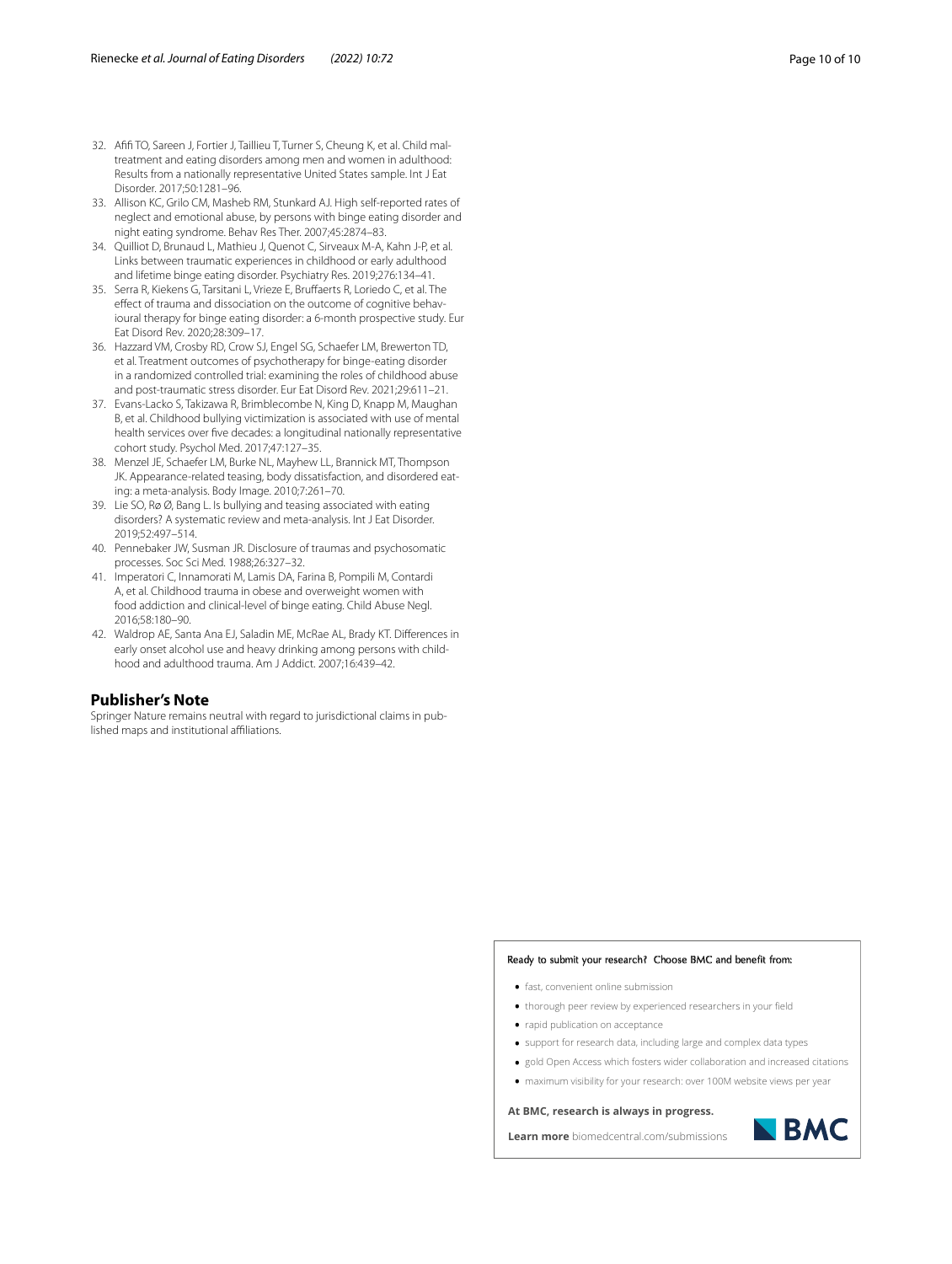32. Afifi TO, Sareen J, Fortier J, Taillieu T, Turner S, Cheung K, et al. Child maltreatment and eating disorders among men and women in adulthood: Results from a nationally representative United States sample. Int J Eat Disorder. 2017;50:1281–96.
33. Allison KC, Grilo CM, Masheb RM, Stunkard AJ. High self-reported rates of neglect and emotional abuse, by persons with binge eating disorder and night eating syndrome. Behav Res Ther. 2007;45:2874–83.
34. Quilliot D, Brunaud L, Mathieu J, Quenot C, Sirveaux M-A, Kahn J-P, et al. Links between traumatic experiences in childhood or early adulthood and lifetime binge eating disorder. Psychiatry Res. 2019;276:134–41.
35. Serra R, Kiekens G, Tarsitani L, Vrieze E, Bruffaerts R, Loriedo C, et al. The effect of trauma and dissociation on the outcome of cognitive behavioural therapy for binge eating disorder: a 6-month prospective study. Eur Eat Disord Rev. 2020;28:309–17.
36. Hazzard VM, Crosby RD, Crow SJ, Engel SG, Schaefer LM, Brewerton TD, et al. Treatment outcomes of psychotherapy for binge-eating disorder in a randomized controlled trial: examining the roles of childhood abuse and post-traumatic stress disorder. Eur Eat Disord Rev. 2021;29:611–21.
37. Evans-Lacko S, Takizawa R, Brimblecombe N, King D, Knapp M, Maughan B, et al. Childhood bullying victimization is associated with use of mental health services over five decades: a longitudinal nationally representative cohort study. Psychol Med. 2017;47:127–35.
38. Menzel JE, Schaefer LM, Burke NL, Mayhew LL, Brannick MT, Thompson JK. Appearance-related teasing, body dissatisfaction, and disordered eating: a meta-analysis. Body Image. 2010;7:261–70.
39. Lie SO, Rø Ø, Bang L. Is bullying and teasing associated with eating disorders? A systematic review and meta-analysis. Int J Eat Disorder. 2019;52:497–514.
40. Pennebaker JW, Susman JR. Disclosure of traumas and psychosomatic processes. Soc Sci Med. 1988;26:327–32.
41. Imperatori C, Innamorati M, Lamis DA, Farina B, Pompili M, Contardi A, et al. Childhood trauma in obese and overweight women with food addiction and clinical-level of binge eating. Child Abuse Negl. 2016;58:180–90.
42. Waldrop AE, Santa Ana EJ, Saladin ME, McRae AL, Brady KT. Differences in early onset alcohol use and heavy drinking among persons with childhood and adulthood trauma. Am J Addict. 2007;16:439–42.

## Publisher's Note

Springer Nature remains neutral with regard to jurisdictional claims in published maps and institutional affiliations.

Ready to submit your research? Choose BMC and benefit from:

- fast, convenient online submission
- thorough peer review by experienced researchers in your field
- rapid publication on acceptance
- support for research data, including large and complex data types
- gold Open Access which fosters wider collaboration and increased citations
- maximum visibility for your research: over 100M website views per year

**At BMC, research is always in progress.**

**Learn more** biomedcentral.com/submissions

BMC